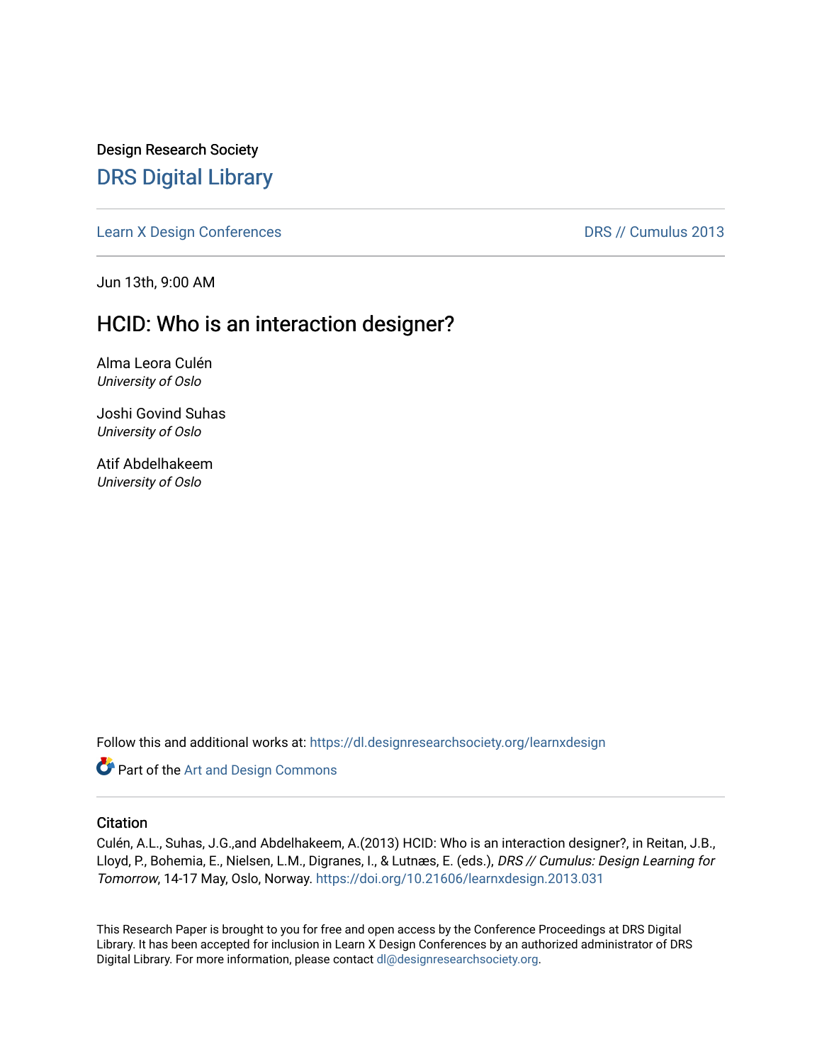Design Research Society

# DRS Digital Library

Learn X Design Conferences | DRS // Cumulus 2013

Jun 13th, 9:00 AM

## HCID: Who is an interaction designer?

Alma Leora Culén
*University of Oslo*

Joshi Govind Suhas
*University of Oslo*

Atif Abdelhakeem
*University of Oslo*

Follow this and additional works at: https://dl.designresearchsociety.org/learnxdesign

Part of the Art and Design Commons

### Citation

Culén, A.L., Suhas, J.G.,and Abdelhakeem, A.(2013) HCID: Who is an interaction designer?, in Reitan, J.B., Lloyd, P., Bohemia, E., Nielsen, L.M., Digranes, I., & Lutnæs, E. (eds.), *DRS // Cumulus: Design Learning for Tomorrow*, 14-17 May, Oslo, Norway. https://doi.org/10.21606/learnxdesign.2013.031

This Research Paper is brought to you for free and open access by the Conference Proceedings at DRS Digital Library. It has been accepted for inclusion in Learn X Design Conferences by an authorized administrator of DRS Digital Library. For more information, please contact dl@designresearchsociety.org.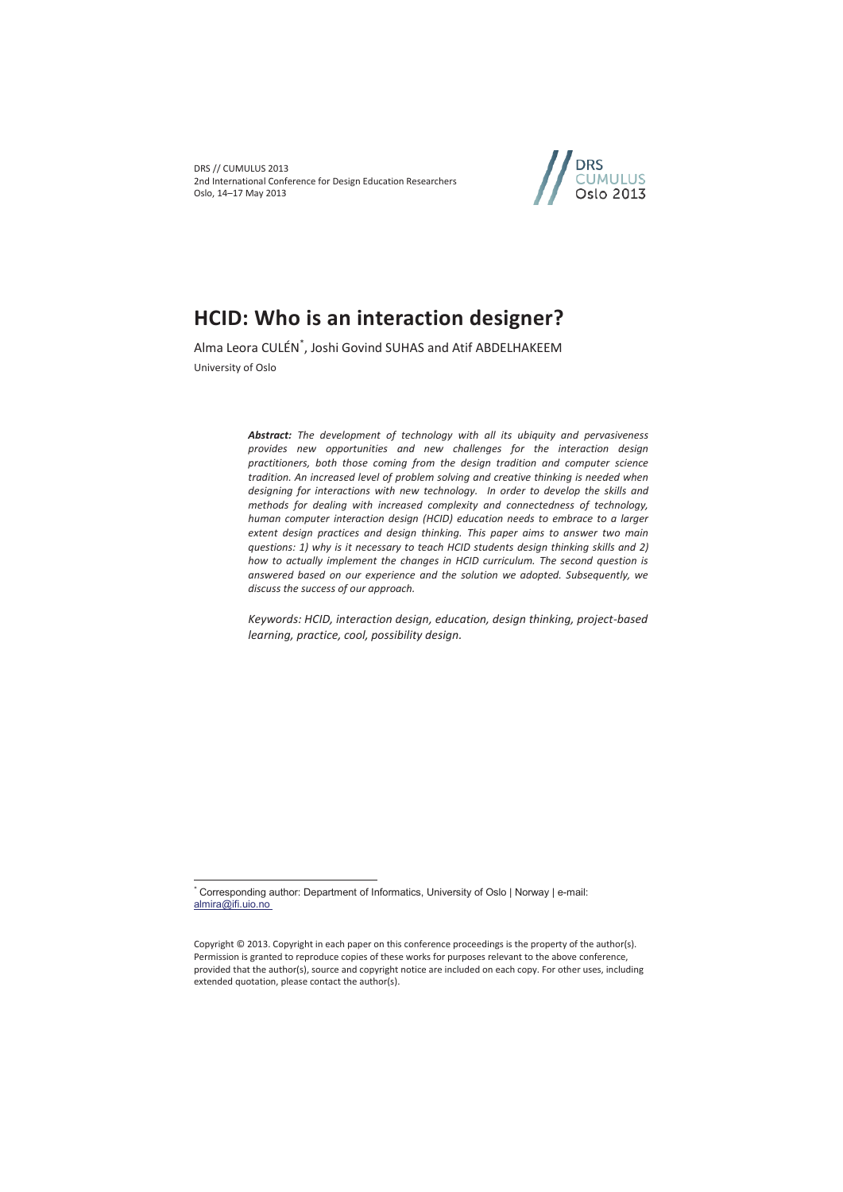DRS // CUMULUS 2013
2nd International Conference for Design Education Researchers
Oslo, 14–17 May 2013

# HCID: Who is an interaction designer?

Alma Leora CULÉN[*], Joshi Govind SUHAS and Atif ABDELHAKEEM

University of Oslo

> ***Abstract:*** *The development of technology with all its ubiquity and pervasiveness provides new opportunities and new challenges for the interaction design practitioners, both those coming from the design tradition and computer science tradition. An increased level of problem solving and creative thinking is needed when designing for interactions with new technology. In order to develop the skills and methods for dealing with increased complexity and connectedness of technology, human computer interaction design (HCID) education needs to embrace to a larger extent design practices and design thinking. This paper aims to answer two main questions: 1) why is it necessary to teach HCID students design thinking skills and 2) how to actually implement the changes in HCID curriculum. The second question is answered based on our experience and the solution we adopted. Subsequently, we discuss the success of our approach.*
>
> *Keywords: HCID, interaction design, education, design thinking, project-based learning, practice, cool, possibility design.*

[*] Corresponding author: Department of Informatics, University of Oslo | Norway | e-mail: almira@ifi.uio.no

Copyright © 2013. Copyright in each paper on this conference proceedings is the property of the author(s). Permission is granted to reproduce copies of these works for purposes relevant to the above conference, provided that the author(s), source and copyright notice are included on each copy. For other uses, including extended quotation, please contact the author(s).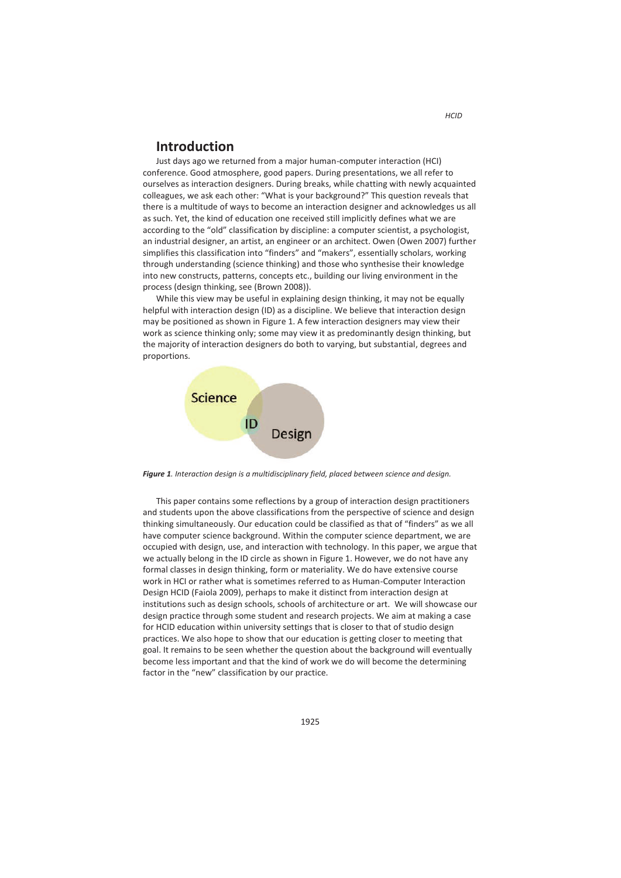## Introduction

Just days ago we returned from a major human-computer interaction (HCI) conference. Good atmosphere, good papers. During presentations, we all refer to ourselves as interaction designers. During breaks, while chatting with newly acquainted colleagues, we ask each other: "What is your background?" This question reveals that there is a multitude of ways to become an interaction designer and acknowledges us all as such. Yet, the kind of education one received still implicitly defines what we are according to the "old" classification by discipline: a computer scientist, a psychologist, an industrial designer, an artist, an engineer or an architect. Owen (Owen 2007) further simplifies this classification into "finders" and "makers", essentially scholars, working through understanding (science thinking) and those who synthesise their knowledge into new constructs, patterns, concepts etc., building our living environment in the process (design thinking, see (Brown 2008)).

While this view may be useful in explaining design thinking, it may not be equally helpful with interaction design (ID) as a discipline. We believe that interaction design may be positioned as shown in Figure 1. A few interaction designers may view their work as science thinking only; some may view it as predominantly design thinking, but the majority of interaction designers do both to varying, but substantial, degrees and proportions.

***Figure 1**. Interaction design is a multidisciplinary field, placed between science and design.*

This paper contains some reflections by a group of interaction design practitioners and students upon the above classifications from the perspective of science and design thinking simultaneously. Our education could be classified as that of "finders" as we all have computer science background. Within the computer science department, we are occupied with design, use, and interaction with technology. In this paper, we argue that we actually belong in the ID circle as shown in Figure 1. However, we do not have any formal classes in design thinking, form or materiality. We do have extensive course work in HCI or rather what is sometimes referred to as Human-Computer Interaction Design HCID (Faiola 2009), perhaps to make it distinct from interaction design at institutions such as design schools, schools of architecture or art. We will showcase our design practice through some student and research projects. We aim at making a case for HCID education within university settings that is closer to that of studio design practices. We also hope to show that our education is getting closer to meeting that goal. It remains to be seen whether the question about the background will eventually become less important and that the kind of work we do will become the determining factor in the "new" classification by our practice.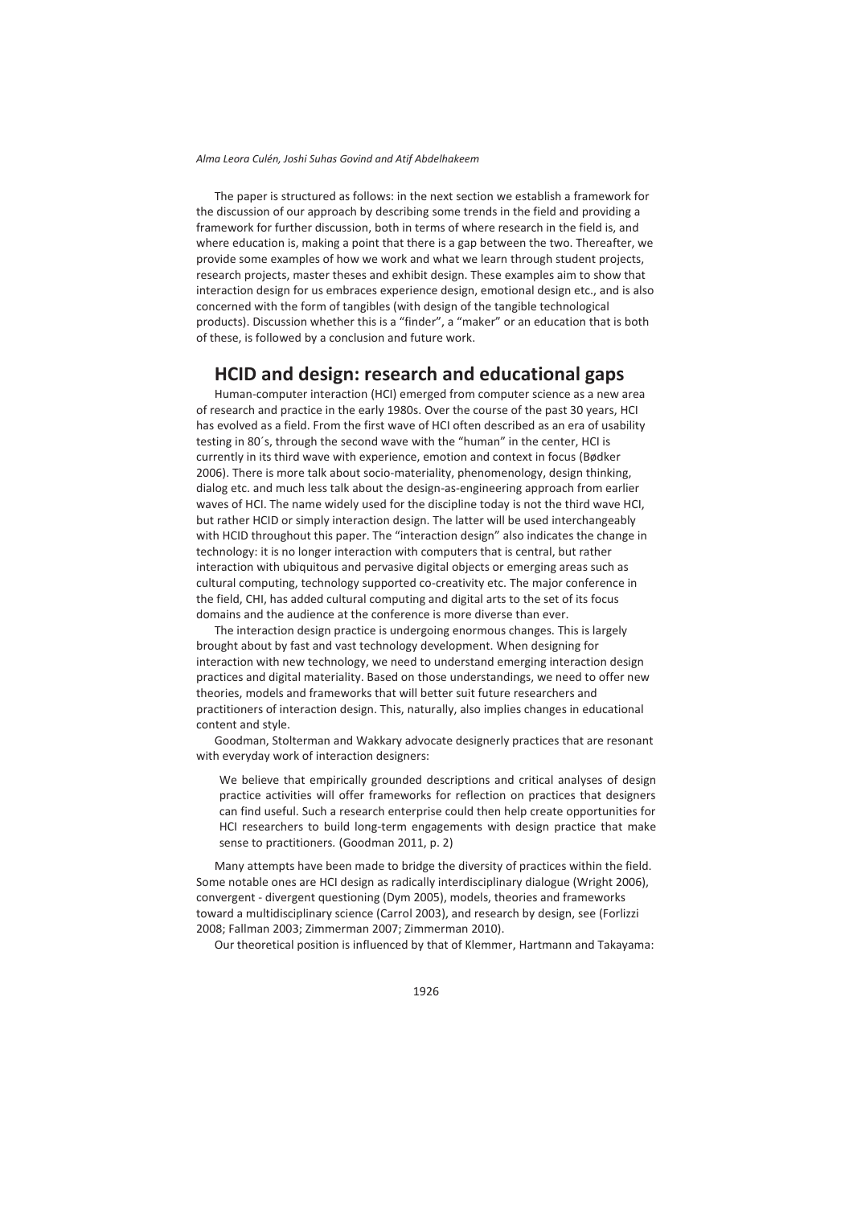The paper is structured as follows: in the next section we establish a framework for the discussion of our approach by describing some trends in the field and providing a framework for further discussion, both in terms of where research in the field is, and where education is, making a point that there is a gap between the two. Thereafter, we provide some examples of how we work and what we learn through student projects, research projects, master theses and exhibit design. These examples aim to show that interaction design for us embraces experience design, emotional design etc., and is also concerned with the form of tangibles (with design of the tangible technological products). Discussion whether this is a "finder", a "maker" or an education that is both of these, is followed by a conclusion and future work.

## HCID and design: research and educational gaps

Human-computer interaction (HCI) emerged from computer science as a new area of research and practice in the early 1980s. Over the course of the past 30 years, HCI has evolved as a field. From the first wave of HCI often described as an era of usability testing in 80´s, through the second wave with the "human" in the center, HCI is currently in its third wave with experience, emotion and context in focus (Bødker 2006). There is more talk about socio-materiality, phenomenology, design thinking, dialog etc. and much less talk about the design-as-engineering approach from earlier waves of HCI. The name widely used for the discipline today is not the third wave HCI, but rather HCID or simply interaction design. The latter will be used interchangeably with HCID throughout this paper. The "interaction design" also indicates the change in technology: it is no longer interaction with computers that is central, but rather interaction with ubiquitous and pervasive digital objects or emerging areas such as cultural computing, technology supported co-creativity etc. The major conference in the field, CHI, has added cultural computing and digital arts to the set of its focus domains and the audience at the conference is more diverse than ever.

The interaction design practice is undergoing enormous changes. This is largely brought about by fast and vast technology development. When designing for interaction with new technology, we need to understand emerging interaction design practices and digital materiality. Based on those understandings, we need to offer new theories, models and frameworks that will better suit future researchers and practitioners of interaction design. This, naturally, also implies changes in educational content and style.

Goodman, Stolterman and Wakkary advocate designerly practices that are resonant with everyday work of interaction designers:

> We believe that empirically grounded descriptions and critical analyses of design practice activities will offer frameworks for reflection on practices that designers can find useful. Such a research enterprise could then help create opportunities for HCI researchers to build long-term engagements with design practice that make sense to practitioners. (Goodman 2011, p. 2)

Many attempts have been made to bridge the diversity of practices within the field. Some notable ones are HCI design as radically interdisciplinary dialogue (Wright 2006), convergent - divergent questioning (Dym 2005), models, theories and frameworks toward a multidisciplinary science (Carrol 2003), and research by design, see (Forlizzi 2008; Fallman 2003; Zimmerman 2007; Zimmerman 2010).

Our theoretical position is influenced by that of Klemmer, Hartmann and Takayama: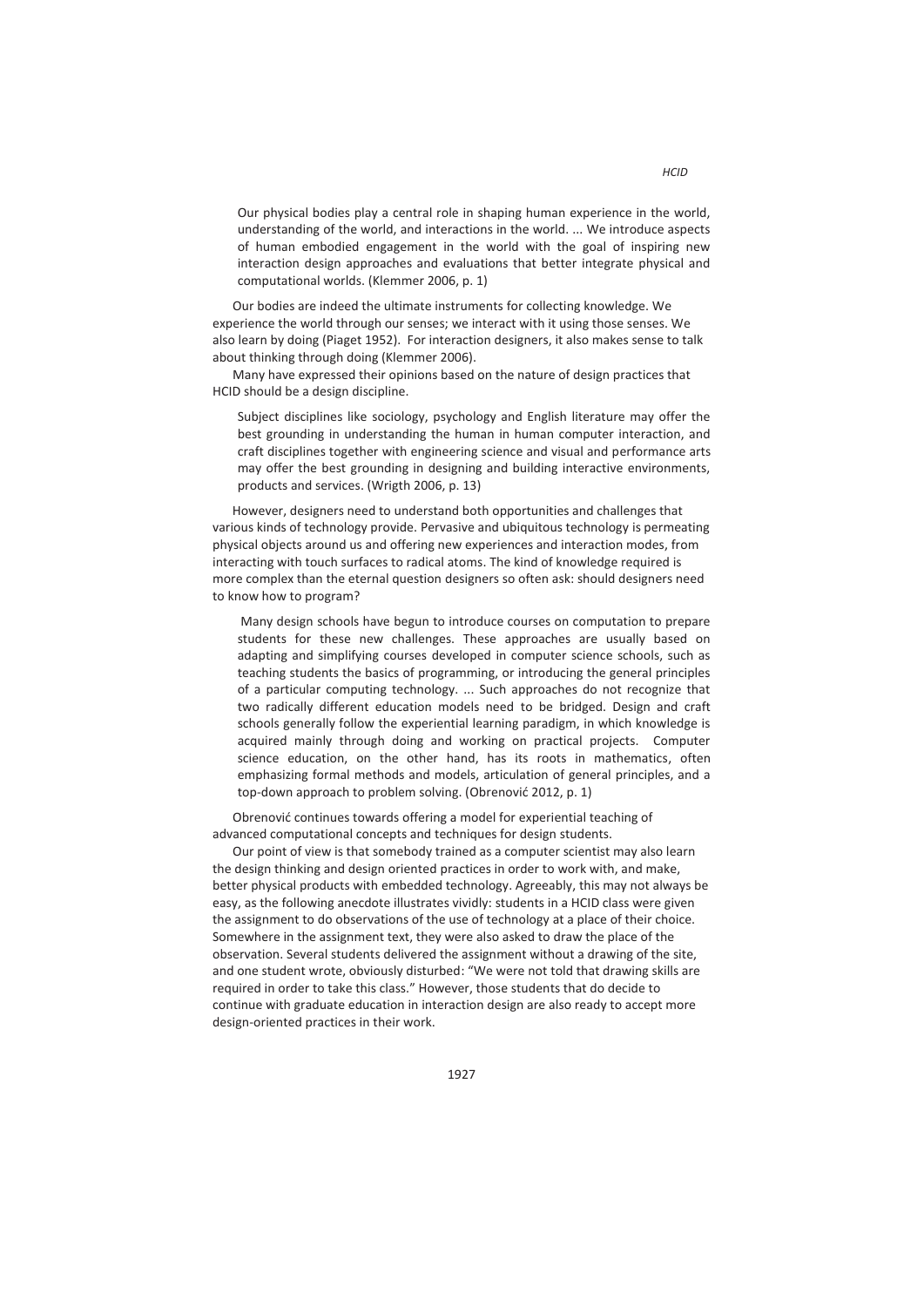> Our physical bodies play a central role in shaping human experience in the world, understanding of the world, and interactions in the world. ... We introduce aspects of human embodied engagement in the world with the goal of inspiring new interaction design approaches and evaluations that better integrate physical and computational worlds. (Klemmer 2006, p. 1)

Our bodies are indeed the ultimate instruments for collecting knowledge. We experience the world through our senses; we interact with it using those senses. We also learn by doing (Piaget 1952). For interaction designers, it also makes sense to talk about thinking through doing (Klemmer 2006).

Many have expressed their opinions based on the nature of design practices that HCID should be a design discipline.

> Subject disciplines like sociology, psychology and English literature may offer the best grounding in understanding the human in human computer interaction, and craft disciplines together with engineering science and visual and performance arts may offer the best grounding in designing and building interactive environments, products and services. (Wrigth 2006, p. 13)

However, designers need to understand both opportunities and challenges that various kinds of technology provide. Pervasive and ubiquitous technology is permeating physical objects around us and offering new experiences and interaction modes, from interacting with touch surfaces to radical atoms. The kind of knowledge required is more complex than the eternal question designers so often ask: should designers need to know how to program?

> Many design schools have begun to introduce courses on computation to prepare students for these new challenges. These approaches are usually based on adapting and simplifying courses developed in computer science schools, such as teaching students the basics of programming, or introducing the general principles of a particular computing technology. ... Such approaches do not recognize that two radically different education models need to be bridged. Design and craft schools generally follow the experiential learning paradigm, in which knowledge is acquired mainly through doing and working on practical projects. Computer science education, on the other hand, has its roots in mathematics, often emphasizing formal methods and models, articulation of general principles, and a top-down approach to problem solving. (Obrenović 2012, p. 1)

Obrenović continues towards offering a model for experiential teaching of advanced computational concepts and techniques for design students.

Our point of view is that somebody trained as a computer scientist may also learn the design thinking and design oriented practices in order to work with, and make, better physical products with embedded technology. Agreeably, this may not always be easy, as the following anecdote illustrates vividly: students in a HCID class were given the assignment to do observations of the use of technology at a place of their choice. Somewhere in the assignment text, they were also asked to draw the place of the observation. Several students delivered the assignment without a drawing of the site, and one student wrote, obviously disturbed: "We were not told that drawing skills are required in order to take this class." However, those students that do decide to continue with graduate education in interaction design are also ready to accept more design-oriented practices in their work.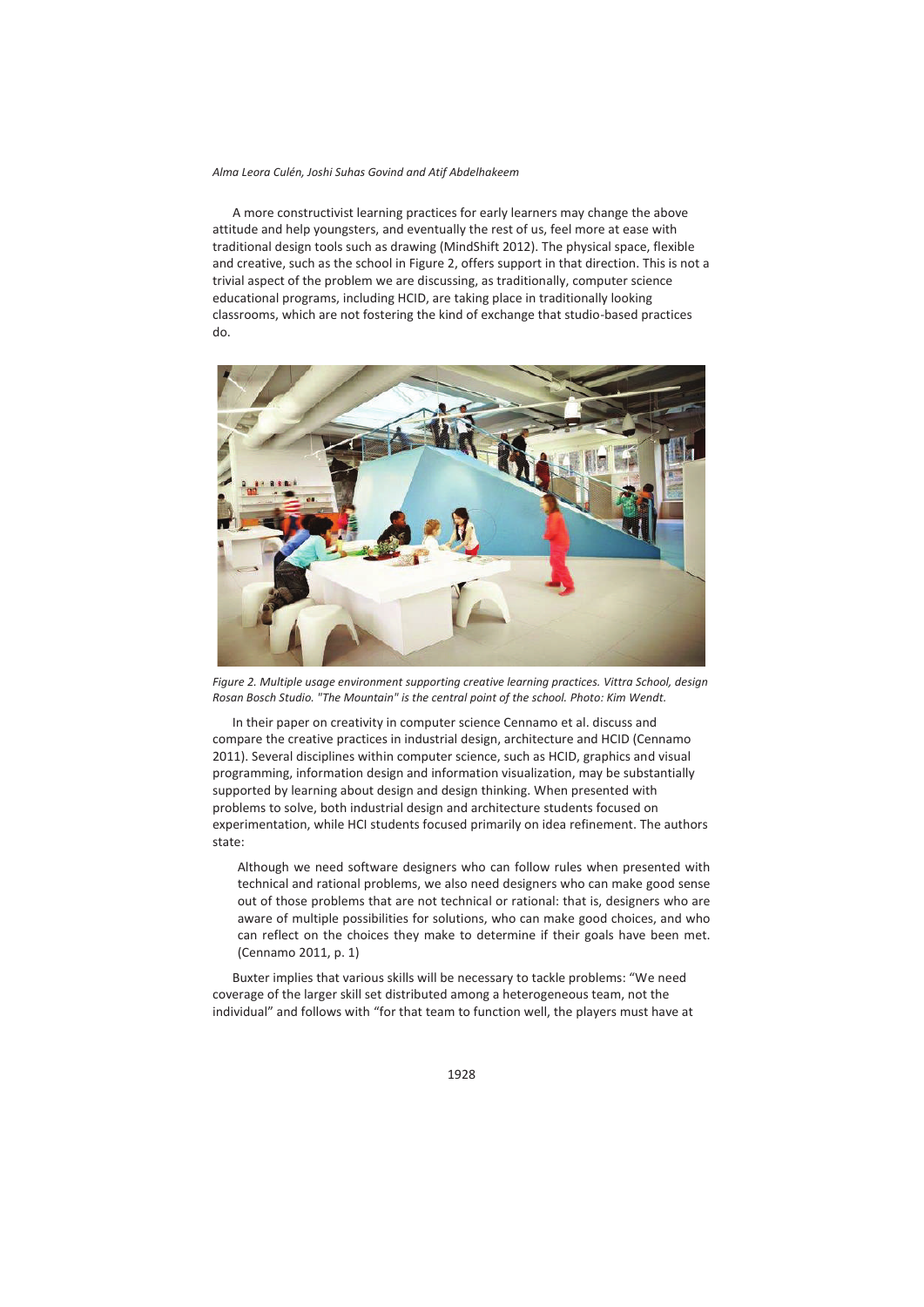A more constructivist learning practices for early learners may change the above attitude and help youngsters, and eventually the rest of us, feel more at ease with traditional design tools such as drawing (MindShift 2012). The physical space, flexible and creative, such as the school in Figure 2, offers support in that direction. This is not a trivial aspect of the problem we are discussing, as traditionally, computer science educational programs, including HCID, are taking place in traditionally looking classrooms, which are not fostering the kind of exchange that studio-based practices do.

*Figure 2. Multiple usage environment supporting creative learning practices. Vittra School, design Rosan Bosch Studio. "The Mountain" is the central point of the school. Photo: Kim Wendt.*

In their paper on creativity in computer science Cennamo et al. discuss and compare the creative practices in industrial design, architecture and HCID (Cennamo 2011). Several disciplines within computer science, such as HCID, graphics and visual programming, information design and information visualization, may be substantially supported by learning about design and design thinking. When presented with problems to solve, both industrial design and architecture students focused on experimentation, while HCI students focused primarily on idea refinement. The authors state:

> Although we need software designers who can follow rules when presented with technical and rational problems, we also need designers who can make good sense out of those problems that are not technical or rational: that is, designers who are aware of multiple possibilities for solutions, who can make good choices, and who can reflect on the choices they make to determine if their goals have been met. (Cennamo 2011, p. 1)

Buxter implies that various skills will be necessary to tackle problems: "We need coverage of the larger skill set distributed among a heterogeneous team, not the individual" and follows with "for that team to function well, the players must have at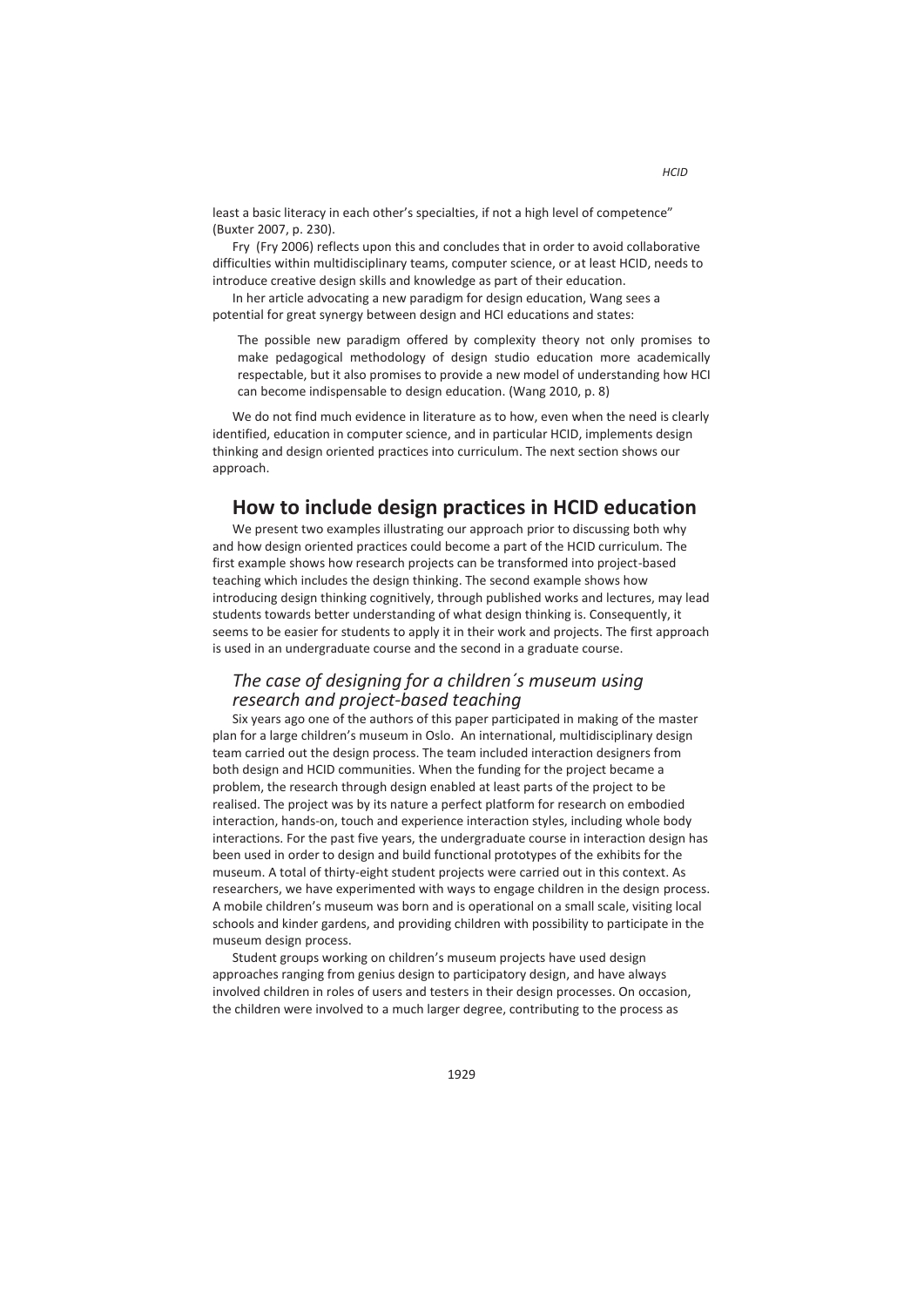least a basic literacy in each other's specialties, if not a high level of competence" (Buxter 2007, p. 230).

Fry (Fry 2006) reflects upon this and concludes that in order to avoid collaborative difficulties within multidisciplinary teams, computer science, or at least HCID, needs to introduce creative design skills and knowledge as part of their education.

In her article advocating a new paradigm for design education, Wang sees a potential for great synergy between design and HCI educations and states:

> The possible new paradigm offered by complexity theory not only promises to make pedagogical methodology of design studio education more academically respectable, but it also promises to provide a new model of understanding how HCI can become indispensable to design education. (Wang 2010, p. 8)

We do not find much evidence in literature as to how, even when the need is clearly identified, education in computer science, and in particular HCID, implements design thinking and design oriented practices into curriculum. The next section shows our approach.

## How to include design practices in HCID education

We present two examples illustrating our approach prior to discussing both why and how design oriented practices could become a part of the HCID curriculum. The first example shows how research projects can be transformed into project-based teaching which includes the design thinking. The second example shows how introducing design thinking cognitively, through published works and lectures, may lead students towards better understanding of what design thinking is. Consequently, it seems to be easier for students to apply it in their work and projects. The first approach is used in an undergraduate course and the second in a graduate course.

### *The case of designing for a children´s museum using research and project-based teaching*

Six years ago one of the authors of this paper participated in making of the master plan for a large children's museum in Oslo. An international, multidisciplinary design team carried out the design process. The team included interaction designers from both design and HCID communities. When the funding for the project became a problem, the research through design enabled at least parts of the project to be realised. The project was by its nature a perfect platform for research on embodied interaction, hands-on, touch and experience interaction styles, including whole body interactions. For the past five years, the undergraduate course in interaction design has been used in order to design and build functional prototypes of the exhibits for the museum. A total of thirty-eight student projects were carried out in this context. As researchers, we have experimented with ways to engage children in the design process. A mobile children's museum was born and is operational on a small scale, visiting local schools and kinder gardens, and providing children with possibility to participate in the museum design process.

Student groups working on children's museum projects have used design approaches ranging from genius design to participatory design, and have always involved children in roles of users and testers in their design processes. On occasion, the children were involved to a much larger degree, contributing to the process as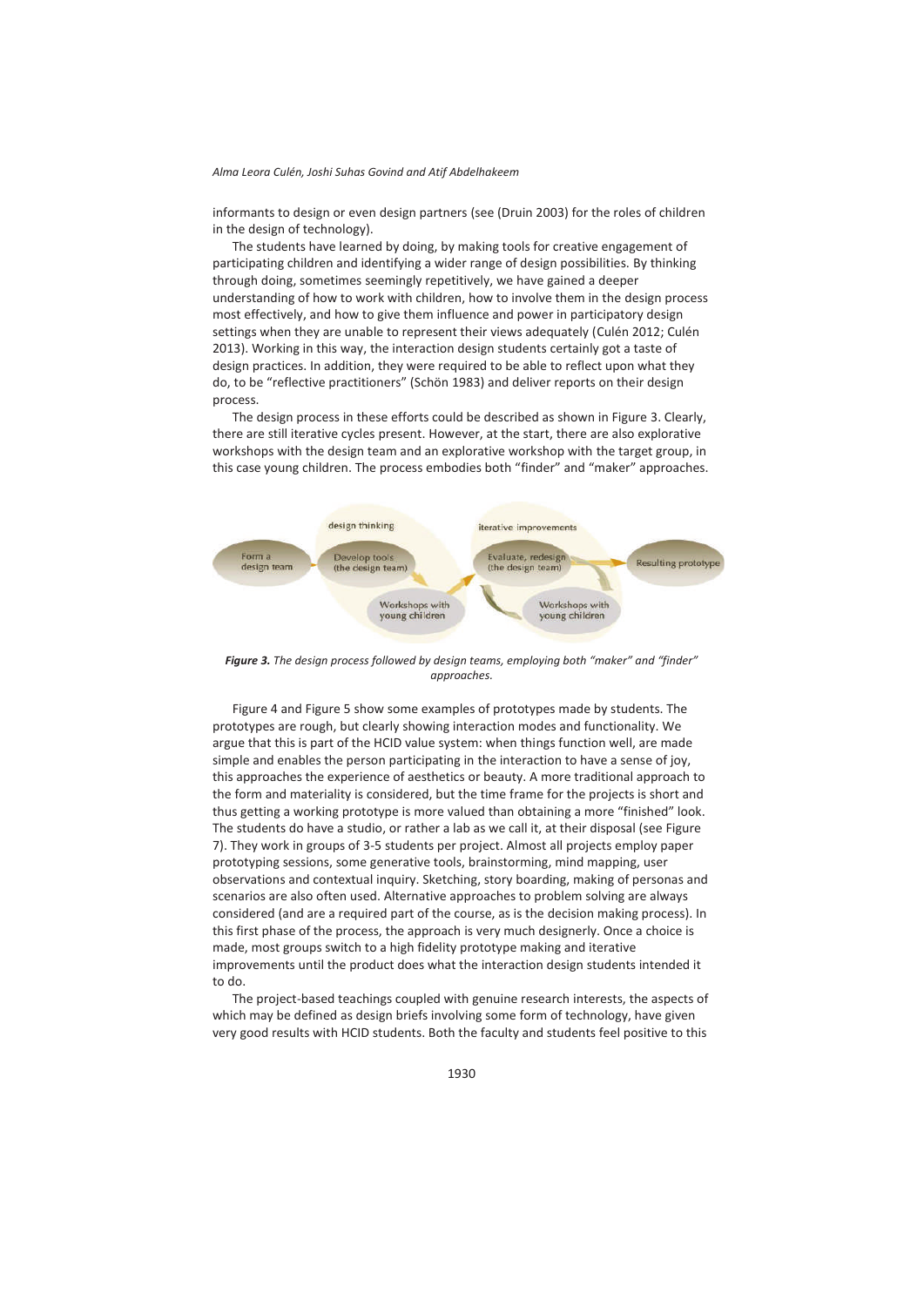informants to design or even design partners (see (Druin 2003) for the roles of children in the design of technology).

The students have learned by doing, by making tools for creative engagement of participating children and identifying a wider range of design possibilities. By thinking through doing, sometimes seemingly repetitively, we have gained a deeper understanding of how to work with children, how to involve them in the design process most effectively, and how to give them influence and power in participatory design settings when they are unable to represent their views adequately (Culén 2012; Culén 2013). Working in this way, the interaction design students certainly got a taste of design practices. In addition, they were required to be able to reflect upon what they do, to be "reflective practitioners" (Schön 1983) and deliver reports on their design process.

The design process in these efforts could be described as shown in Figure 3. Clearly, there are still iterative cycles present. However, at the start, there are also explorative workshops with the design team and an explorative workshop with the target group, in this case young children. The process embodies both "finder" and "maker" approaches.

design thinking

iterative improvements

Form a design team

Develop tools (the design team)

Evaluate, redesign (the design team)

Resulting prototype

Workshops with young children

Workshops with young children

***Figure 3.*** *The design process followed by design teams, employing both "maker" and "finder" approaches.*

Figure 4 and Figure 5 show some examples of prototypes made by students. The prototypes are rough, but clearly showing interaction modes and functionality. We argue that this is part of the HCID value system: when things function well, are made simple and enables the person participating in the interaction to have a sense of joy, this approaches the experience of aesthetics or beauty. A more traditional approach to the form and materiality is considered, but the time frame for the projects is short and thus getting a working prototype is more valued than obtaining a more "finished" look. The students do have a studio, or rather a lab as we call it, at their disposal (see Figure 7). They work in groups of 3-5 students per project. Almost all projects employ paper prototyping sessions, some generative tools, brainstorming, mind mapping, user observations and contextual inquiry. Sketching, story boarding, making of personas and scenarios are also often used. Alternative approaches to problem solving are always considered (and are a required part of the course, as is the decision making process). In this first phase of the process, the approach is very much designerly. Once a choice is made, most groups switch to a high fidelity prototype making and iterative improvements until the product does what the interaction design students intended it to do.

The project-based teachings coupled with genuine research interests, the aspects of which may be defined as design briefs involving some form of technology, have given very good results with HCID students. Both the faculty and students feel positive to this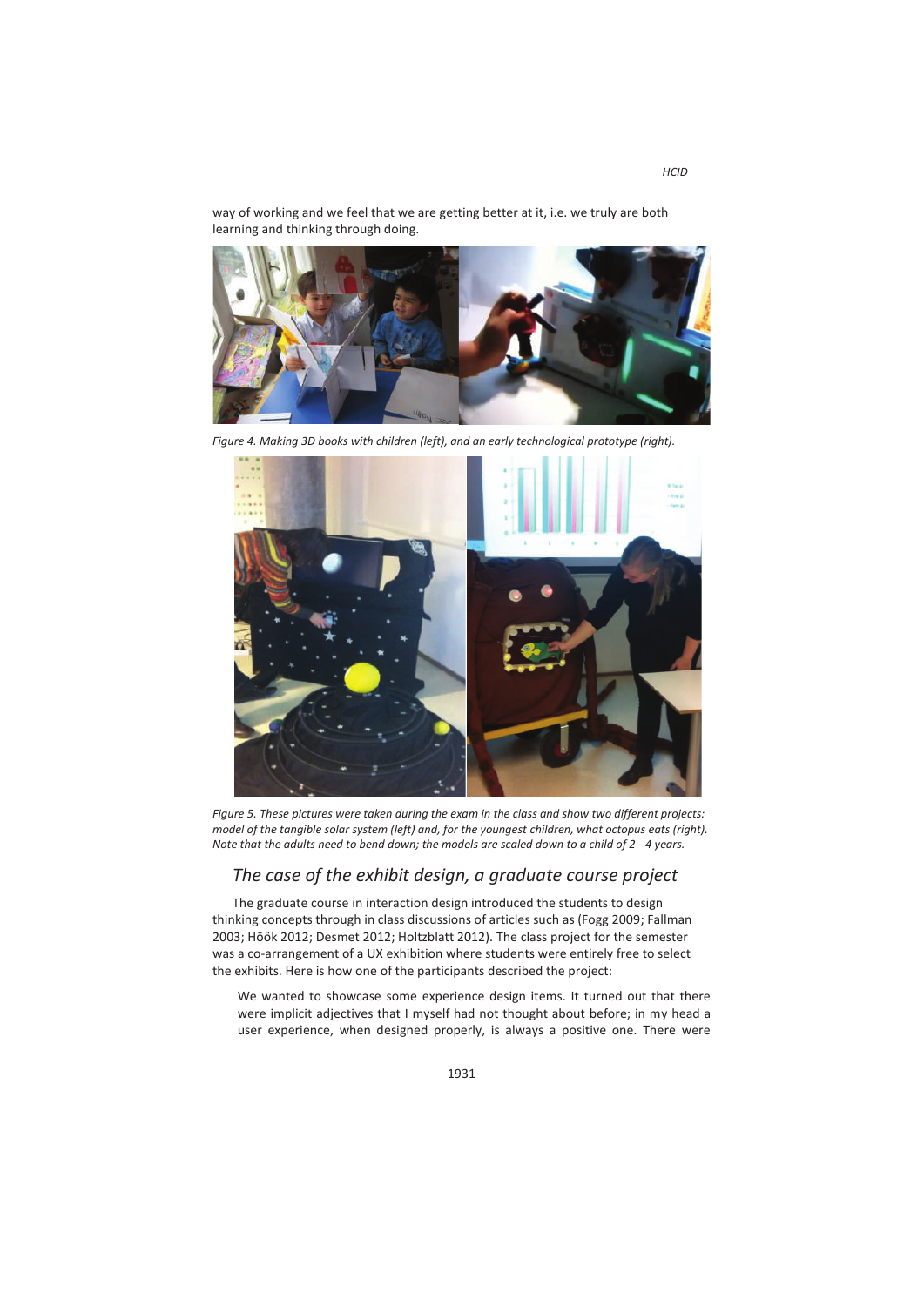way of working and we feel that we are getting better at it, i.e. we truly are both learning and thinking through doing.

*Figure 4. Making 3D books with children (left), and an early technological prototype (right).*

*Figure 5. These pictures were taken during the exam in the class and show two different projects: model of the tangible solar system (left) and, for the youngest children, what octopus eats (right). Note that the adults need to bend down; the models are scaled down to a child of 2 - 4 years.*

## *The case of the exhibit design, a graduate course project*

The graduate course in interaction design introduced the students to design thinking concepts through in class discussions of articles such as (Fogg 2009; Fallman 2003; Höök 2012; Desmet 2012; Holtzblatt 2012). The class project for the semester was a co-arrangement of a UX exhibition where students were entirely free to select the exhibits. Here is how one of the participants described the project:

> We wanted to showcase some experience design items. It turned out that there were implicit adjectives that I myself had not thought about before; in my head a user experience, when designed properly, is always a positive one. There were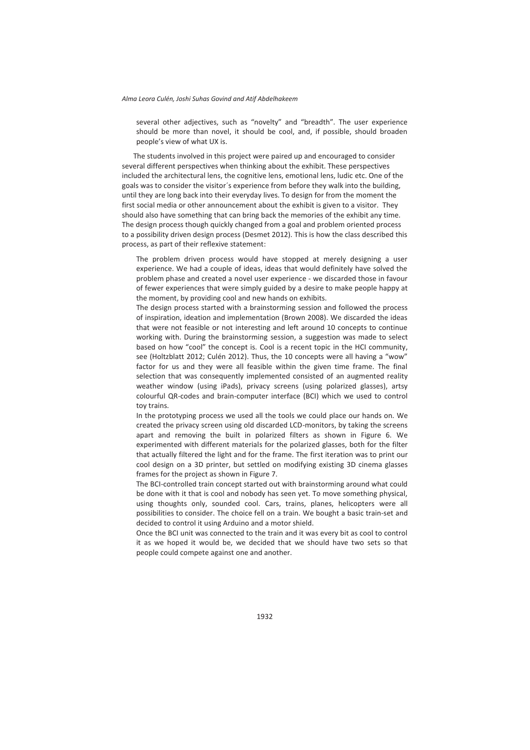several other adjectives, such as "novelty" and "breadth". The user experience should be more than novel, it should be cool, and, if possible, should broaden people's view of what UX is.

The students involved in this project were paired up and encouraged to consider several different perspectives when thinking about the exhibit. These perspectives included the architectural lens, the cognitive lens, emotional lens, ludic etc. One of the goals was to consider the visitor´s experience from before they walk into the building, until they are long back into their everyday lives. To design for from the moment the first social media or other announcement about the exhibit is given to a visitor. They should also have something that can bring back the memories of the exhibit any time. The design process though quickly changed from a goal and problem oriented process to a possibility driven design process (Desmet 2012). This is how the class described this process, as part of their reflexive statement:

> The problem driven process would have stopped at merely designing a user experience. We had a couple of ideas, ideas that would definitely have solved the problem phase and created a novel user experience - we discarded those in favour of fewer experiences that were simply guided by a desire to make people happy at the moment, by providing cool and new hands on exhibits.
>
> The design process started with a brainstorming session and followed the process of inspiration, ideation and implementation (Brown 2008). We discarded the ideas that were not feasible or not interesting and left around 10 concepts to continue working with. During the brainstorming session, a suggestion was made to select based on how "cool" the concept is. Cool is a recent topic in the HCI community, see (Holtzblatt 2012; Culén 2012). Thus, the 10 concepts were all having a "wow" factor for us and they were all feasible within the given time frame. The final selection that was consequently implemented consisted of an augmented reality weather window (using iPads), privacy screens (using polarized glasses), artsy colourful QR-codes and brain-computer interface (BCI) which we used to control toy trains.
>
> In the prototyping process we used all the tools we could place our hands on. We created the privacy screen using old discarded LCD-monitors, by taking the screens apart and removing the built in polarized filters as shown in Figure 6. We experimented with different materials for the polarized glasses, both for the filter that actually filtered the light and for the frame. The first iteration was to print our cool design on a 3D printer, but settled on modifying existing 3D cinema glasses frames for the project as shown in Figure 7.
>
> The BCI-controlled train concept started out with brainstorming around what could be done with it that is cool and nobody has seen yet. To move something physical, using thoughts only, sounded cool. Cars, trains, planes, helicopters were all possibilities to consider. The choice fell on a train. We bought a basic train-set and decided to control it using Arduino and a motor shield.
>
> Once the BCI unit was connected to the train and it was every bit as cool to control it as we hoped it would be, we decided that we should have two sets so that people could compete against one and another.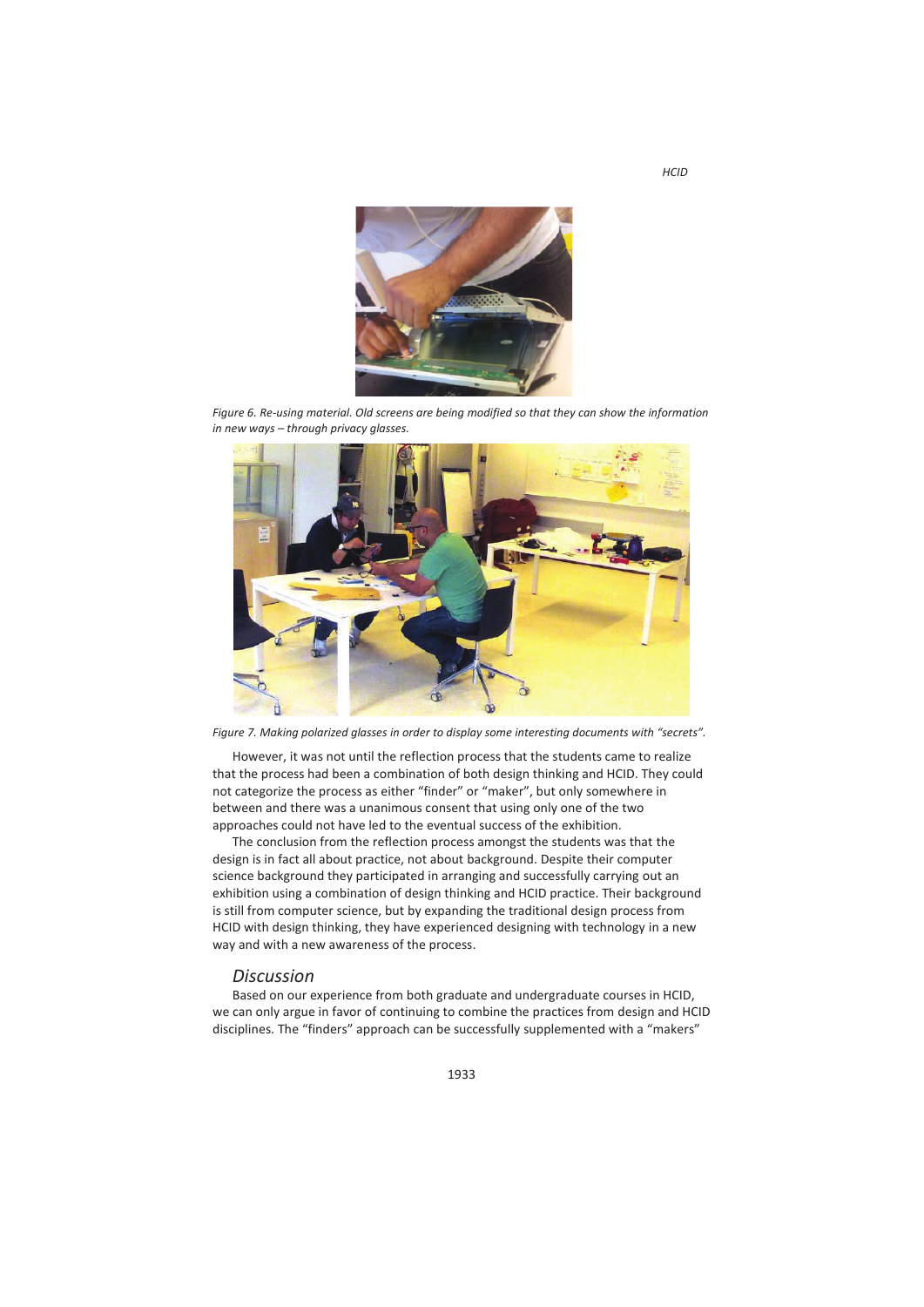Figure 6. Re-using material. Old screens are being modified so that they can show the information in new ways – through privacy glasses.

Figure 7. Making polarized glasses in order to display some interesting documents with "secrets".

However, it was not until the reflection process that the students came to realize that the process had been a combination of both design thinking and HCID. They could not categorize the process as either "finder" or "maker", but only somewhere in between and there was a unanimous consent that using only one of the two approaches could not have led to the eventual success of the exhibition.

The conclusion from the reflection process amongst the students was that the design is in fact all about practice, not about background. Despite their computer science background they participated in arranging and successfully carrying out an exhibition using a combination of design thinking and HCID practice. Their background is still from computer science, but by expanding the traditional design process from HCID with design thinking, they have experienced designing with technology in a new way and with a new awareness of the process.

## Discussion

Based on our experience from both graduate and undergraduate courses in HCID, we can only argue in favor of continuing to combine the practices from design and HCID disciplines. The "finders" approach can be successfully supplemented with a "makers"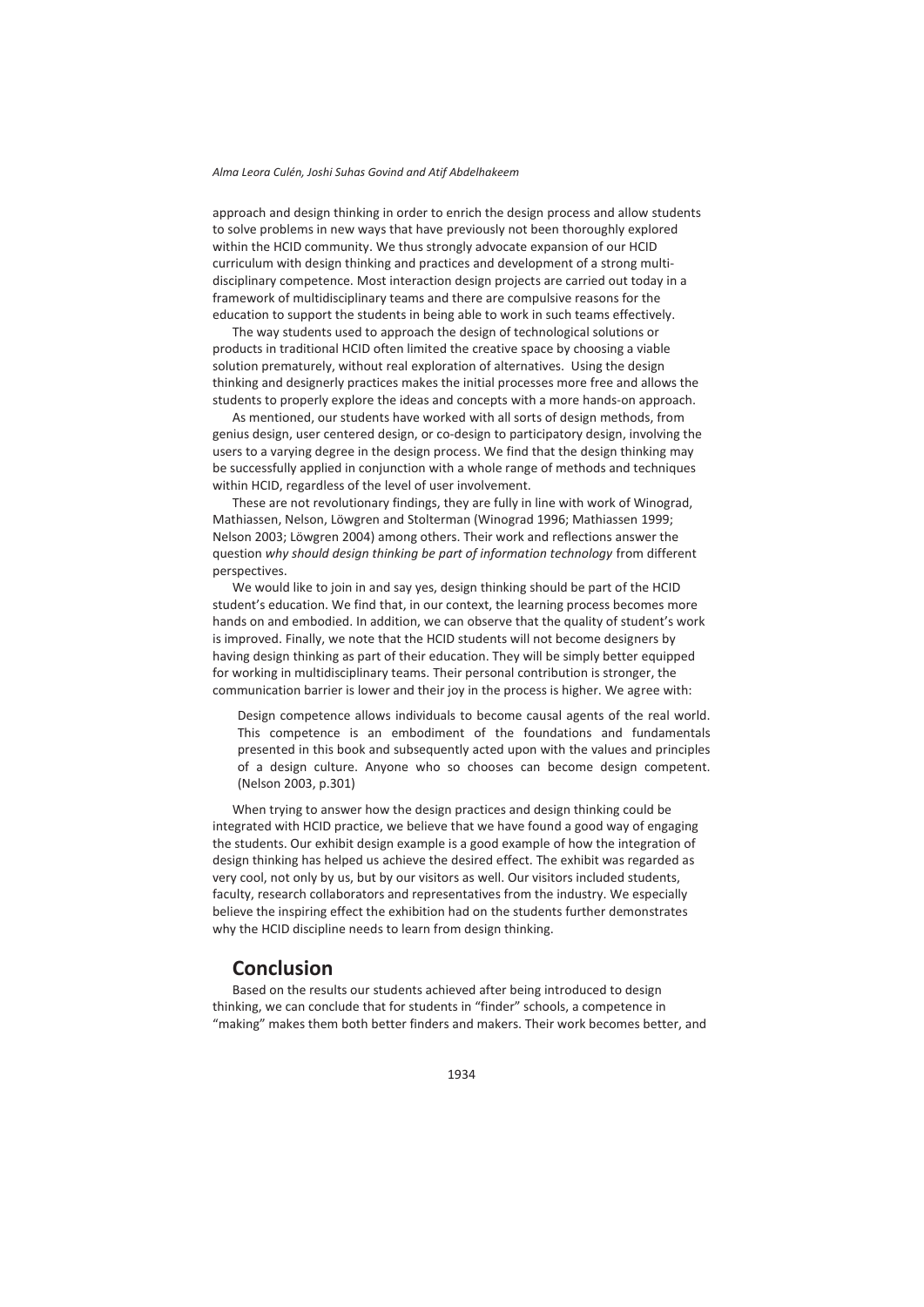approach and design thinking in order to enrich the design process and allow students to solve problems in new ways that have previously not been thoroughly explored within the HCID community. We thus strongly advocate expansion of our HCID curriculum with design thinking and practices and development of a strong multi-disciplinary competence. Most interaction design projects are carried out today in a framework of multidisciplinary teams and there are compulsive reasons for the education to support the students in being able to work in such teams effectively.

The way students used to approach the design of technological solutions or products in traditional HCID often limited the creative space by choosing a viable solution prematurely, without real exploration of alternatives. Using the design thinking and designerly practices makes the initial processes more free and allows the students to properly explore the ideas and concepts with a more hands-on approach.

As mentioned, our students have worked with all sorts of design methods, from genius design, user centered design, or co-design to participatory design, involving the users to a varying degree in the design process. We find that the design thinking may be successfully applied in conjunction with a whole range of methods and techniques within HCID, regardless of the level of user involvement.

These are not revolutionary findings, they are fully in line with work of Winograd, Mathiassen, Nelson, Löwgren and Stolterman (Winograd 1996; Mathiassen 1999; Nelson 2003; Löwgren 2004) among others. Their work and reflections answer the question *why should design thinking be part of information technology* from different perspectives.

We would like to join in and say yes, design thinking should be part of the HCID student's education. We find that, in our context, the learning process becomes more hands on and embodied. In addition, we can observe that the quality of student's work is improved. Finally, we note that the HCID students will not become designers by having design thinking as part of their education. They will be simply better equipped for working in multidisciplinary teams. Their personal contribution is stronger, the communication barrier is lower and their joy in the process is higher. We agree with:

> Design competence allows individuals to become causal agents of the real world. This competence is an embodiment of the foundations and fundamentals presented in this book and subsequently acted upon with the values and principles of a design culture. Anyone who so chooses can become design competent. (Nelson 2003, p.301)

When trying to answer how the design practices and design thinking could be integrated with HCID practice, we believe that we have found a good way of engaging the students. Our exhibit design example is a good example of how the integration of design thinking has helped us achieve the desired effect. The exhibit was regarded as very cool, not only by us, but by our visitors as well. Our visitors included students, faculty, research collaborators and representatives from the industry. We especially believe the inspiring effect the exhibition had on the students further demonstrates why the HCID discipline needs to learn from design thinking.

## Conclusion

Based on the results our students achieved after being introduced to design thinking, we can conclude that for students in "finder" schools, a competence in "making" makes them both better finders and makers. Their work becomes better, and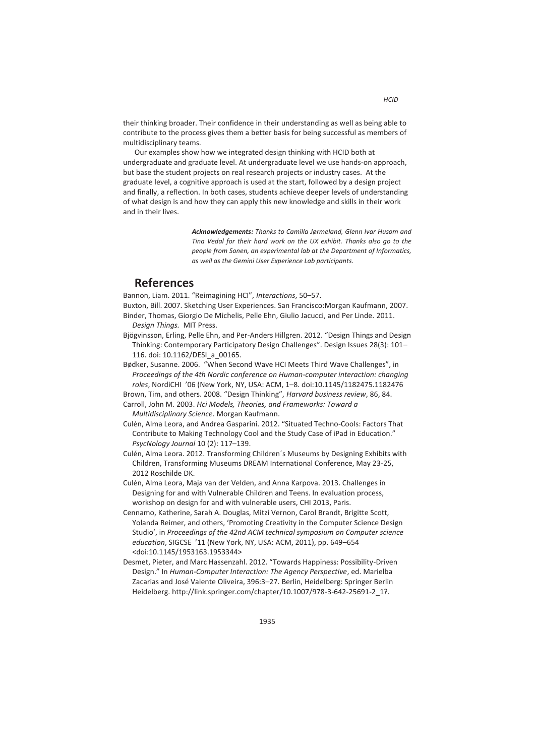their thinking broader. Their confidence in their understanding as well as being able to contribute to the process gives them a better basis for being successful as members of multidisciplinary teams.

Our examples show how we integrated design thinking with HCID both at undergraduate and graduate level. At undergraduate level we use hands-on approach, but base the student projects on real research projects or industry cases. At the graduate level, a cognitive approach is used at the start, followed by a design project and finally, a reflection. In both cases, students achieve deeper levels of understanding of what design is and how they can apply this new knowledge and skills in their work and in their lives.

***Acknowledgements:*** *Thanks to Camilla Jørmeland, Glenn Ivar Husom and Tina Vedal for their hard work on the UX exhibit. Thanks also go to the people from Sonen, an experimental lab at the Department of Informatics, as well as the Gemini User Experience Lab participants.*

## References

Bannon, Liam. 2011. "Reimagining HCI", *Interactions*, 50–57.

Buxton, Bill. 2007. Sketching User Experiences. San Francisco:Morgan Kaufmann, 2007.

Binder, Thomas, Giorgio De Michelis, Pelle Ehn, Giulio Jacucci, and Per Linde. 2011. *Design Things.* MIT Press.

Bjögvinsson, Erling, Pelle Ehn, and Per-Anders Hillgren. 2012. "Design Things and Design Thinking: Contemporary Participatory Design Challenges". Design Issues 28(3): 101–116. doi: 10.1162/DESI_a_00165.

Bødker, Susanne. 2006. "When Second Wave HCI Meets Third Wave Challenges", in *Proceedings of the 4th Nordic conference on Human-computer interaction: changing roles*, NordiCHI '06 (New York, NY, USA: ACM, 1–8. doi:10.1145/1182475.1182476

Brown, Tim, and others. 2008. "Design Thinking", *Harvard business review*, 86, 84.

Carroll, John M. 2003. *Hci Models, Theories, and Frameworks: Toward a Multidisciplinary Science*. Morgan Kaufmann.

Culén, Alma Leora, and Andrea Gasparini. 2012. "Situated Techno-Cools: Factors That Contribute to Making Technology Cool and the Study Case of iPad in Education." *PsycNology Journal* 10 (2): 117–139.

Culén, Alma Leora. 2012. Transforming Children´s Museums by Designing Exhibits with Children, Transforming Museums DREAM International Conference, May 23-25, 2012 Roschilde DK.

Culén, Alma Leora, Maja van der Velden, and Anna Karpova. 2013. Challenges in Designing for and with Vulnerable Children and Teens. In evaluation process, workshop on design for and with vulnerable users, CHI 2013, Paris.

Cennamo, Katherine, Sarah A. Douglas, Mitzi Vernon, Carol Brandt, Brigitte Scott, Yolanda Reimer, and others, 'Promoting Creativity in the Computer Science Design Studio', in *Proceedings of the 42nd ACM technical symposium on Computer science education*, SIGCSE '11 (New York, NY, USA: ACM, 2011), pp. 649–654 <doi:10.1145/1953163.1953344>

Desmet, Pieter, and Marc Hassenzahl. 2012. "Towards Happiness: Possibility-Driven Design." In *Human-Computer Interaction: The Agency Perspective*, ed. Marielba Zacarias and José Valente Oliveira, 396:3–27. Berlin, Heidelberg: Springer Berlin Heidelberg. http://link.springer.com/chapter/10.1007/978-3-642-25691-2_1?.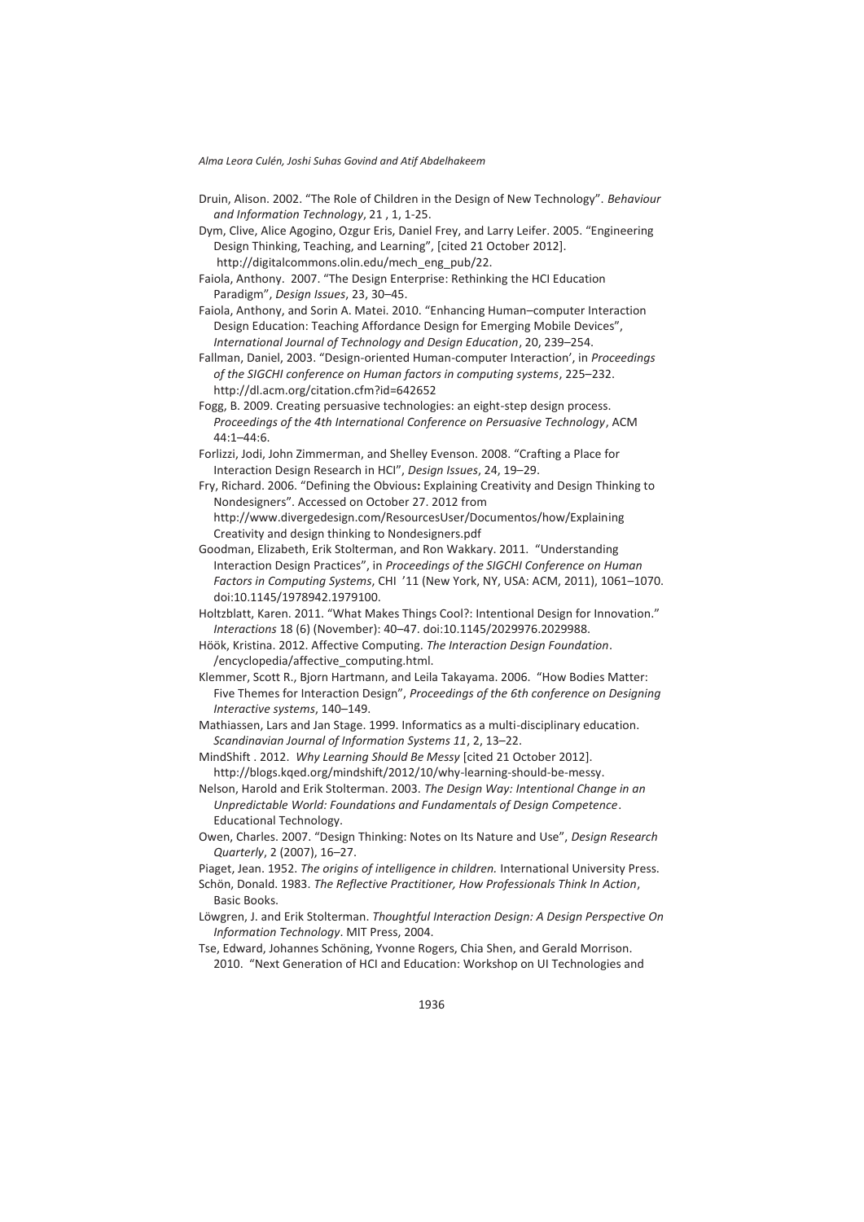Druin, Alison. 2002. "The Role of Children in the Design of New Technology". *Behaviour and Information Technology*, 21 , 1, 1-25.

Dym, Clive, Alice Agogino, Ozgur Eris, Daniel Frey, and Larry Leifer. 2005. "Engineering Design Thinking, Teaching, and Learning", [cited 21 October 2012]. http://digitalcommons.olin.edu/mech_eng_pub/22.

Faiola, Anthony. 2007. "The Design Enterprise: Rethinking the HCI Education Paradigm", *Design Issues*, 23, 30–45.

Faiola, Anthony, and Sorin A. Matei. 2010. "Enhancing Human–computer Interaction Design Education: Teaching Affordance Design for Emerging Mobile Devices", *International Journal of Technology and Design Education*, 20, 239–254.

Fallman, Daniel, 2003. "Design-oriented Human-computer Interaction', in *Proceedings of the SIGCHI conference on Human factors in computing systems*, 225–232. http://dl.acm.org/citation.cfm?id=642652

Fogg, B. 2009. Creating persuasive technologies: an eight-step design process. *Proceedings of the 4th International Conference on Persuasive Technology*, ACM 44:1–44:6.

Forlizzi, Jodi, John Zimmerman, and Shelley Evenson. 2008. "Crafting a Place for Interaction Design Research in HCI", *Design Issues*, 24, 19–29.

Fry, Richard. 2006. "Defining the Obvious**:** Explaining Creativity and Design Thinking to Nondesigners". Accessed on October 27. 2012 from http://www.divergedesign.com/ResourcesUser/Documentos/how/Explaining Creativity and design thinking to Nondesigners.pdf

Goodman, Elizabeth, Erik Stolterman, and Ron Wakkary. 2011. "Understanding Interaction Design Practices", in *Proceedings of the SIGCHI Conference on Human Factors in Computing Systems*, CHI '11 (New York, NY, USA: ACM, 2011), 1061–1070. doi:10.1145/1978942.1979100.

Holtzblatt, Karen. 2011. "What Makes Things Cool?: Intentional Design for Innovation." *Interactions* 18 (6) (November): 40–47. doi:10.1145/2029976.2029988.

Höök, Kristina. 2012. Affective Computing. *The Interaction Design Foundation*. /encyclopedia/affective_computing.html.

Klemmer, Scott R., Bjorn Hartmann, and Leila Takayama. 2006. "How Bodies Matter: Five Themes for Interaction Design", *Proceedings of the 6th conference on Designing Interactive systems*, 140–149.

Mathiassen, Lars and Jan Stage. 1999. Informatics as a multi-disciplinary education. *Scandinavian Journal of Information Systems 11*, 2, 13–22.

MindShift . 2012. *Why Learning Should Be Messy* [cited 21 October 2012]. http://blogs.kqed.org/mindshift/2012/10/why-learning-should-be-messy.

Nelson, Harold and Erik Stolterman. 2003. *The Design Way: Intentional Change in an Unpredictable World: Foundations and Fundamentals of Design Competence*. Educational Technology.

Owen, Charles. 2007. "Design Thinking: Notes on Its Nature and Use", *Design Research Quarterly*, 2 (2007), 16–27.

Piaget, Jean. 1952. *The origins of intelligence in children.* International University Press.

Schön, Donald. 1983. *The Reflective Practitioner, How Professionals Think In Action*, Basic Books.

Löwgren, J. and Erik Stolterman. *Thoughtful Interaction Design: A Design Perspective On Information Technology*. MIT Press, 2004.

Tse, Edward, Johannes Schöning, Yvonne Rogers, Chia Shen, and Gerald Morrison. 2010. "Next Generation of HCI and Education: Workshop on UI Technologies and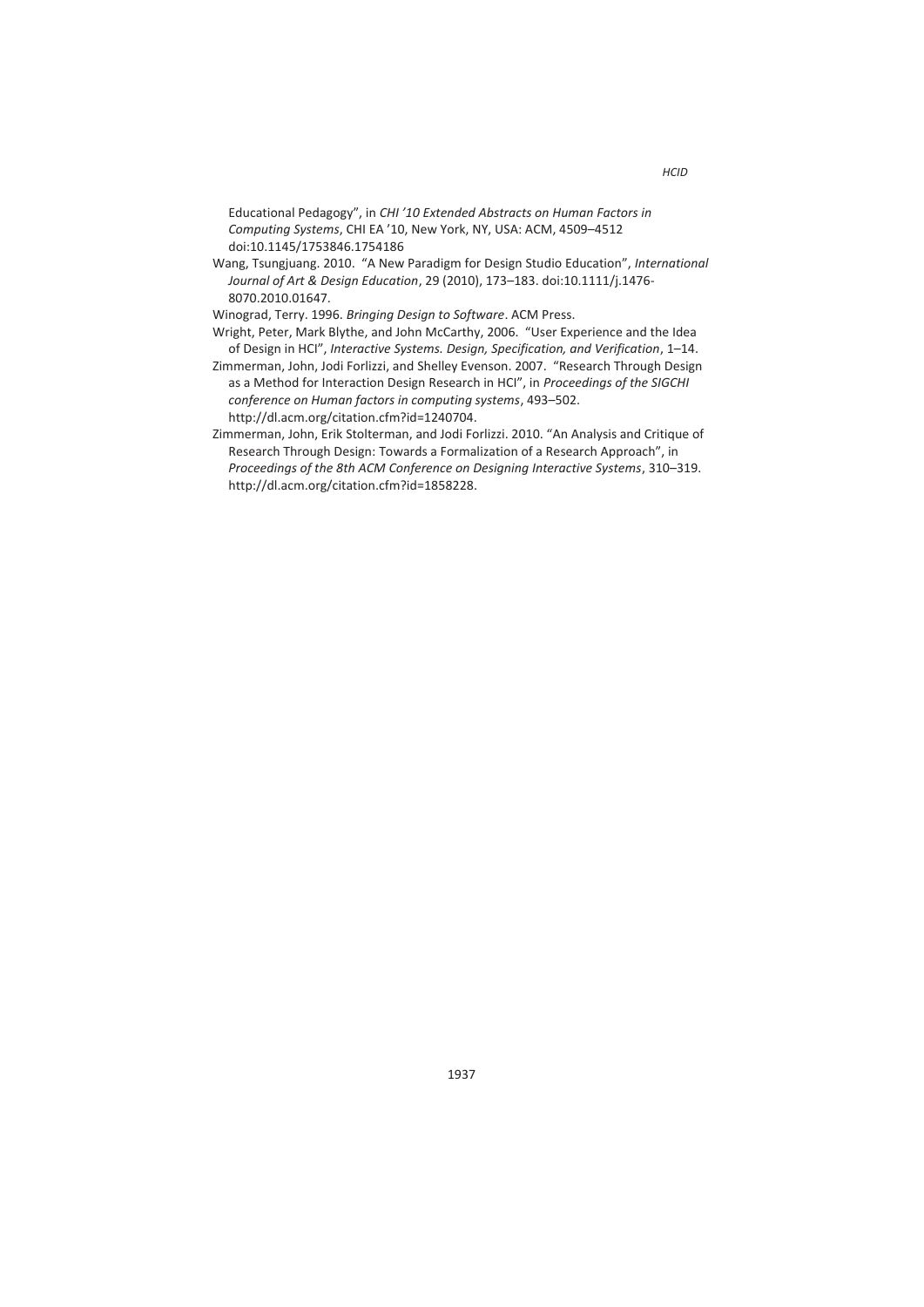Educational Pedagogy", in *CHI '10 Extended Abstracts on Human Factors in Computing Systems*, CHI EA '10, New York, NY, USA: ACM, 4509–4512 doi:10.1145/1753846.1754186

Wang, Tsungjuang. 2010. "A New Paradigm for Design Studio Education", *International Journal of Art & Design Education*, 29 (2010), 173–183. doi:10.1111/j.1476-8070.2010.01647.

Winograd, Terry. 1996. *Bringing Design to Software*. ACM Press.

Wright, Peter, Mark Blythe, and John McCarthy, 2006. "User Experience and the Idea of Design in HCI", *Interactive Systems. Design, Specification, and Verification*, 1–14.

Zimmerman, John, Jodi Forlizzi, and Shelley Evenson. 2007. "Research Through Design as a Method for Interaction Design Research in HCI", in *Proceedings of the SIGCHI conference on Human factors in computing systems*, 493–502. http://dl.acm.org/citation.cfm?id=1240704.

Zimmerman, John, Erik Stolterman, and Jodi Forlizzi. 2010. "An Analysis and Critique of Research Through Design: Towards a Formalization of a Research Approach", in *Proceedings of the 8th ACM Conference on Designing Interactive Systems*, 310–319. http://dl.acm.org/citation.cfm?id=1858228.